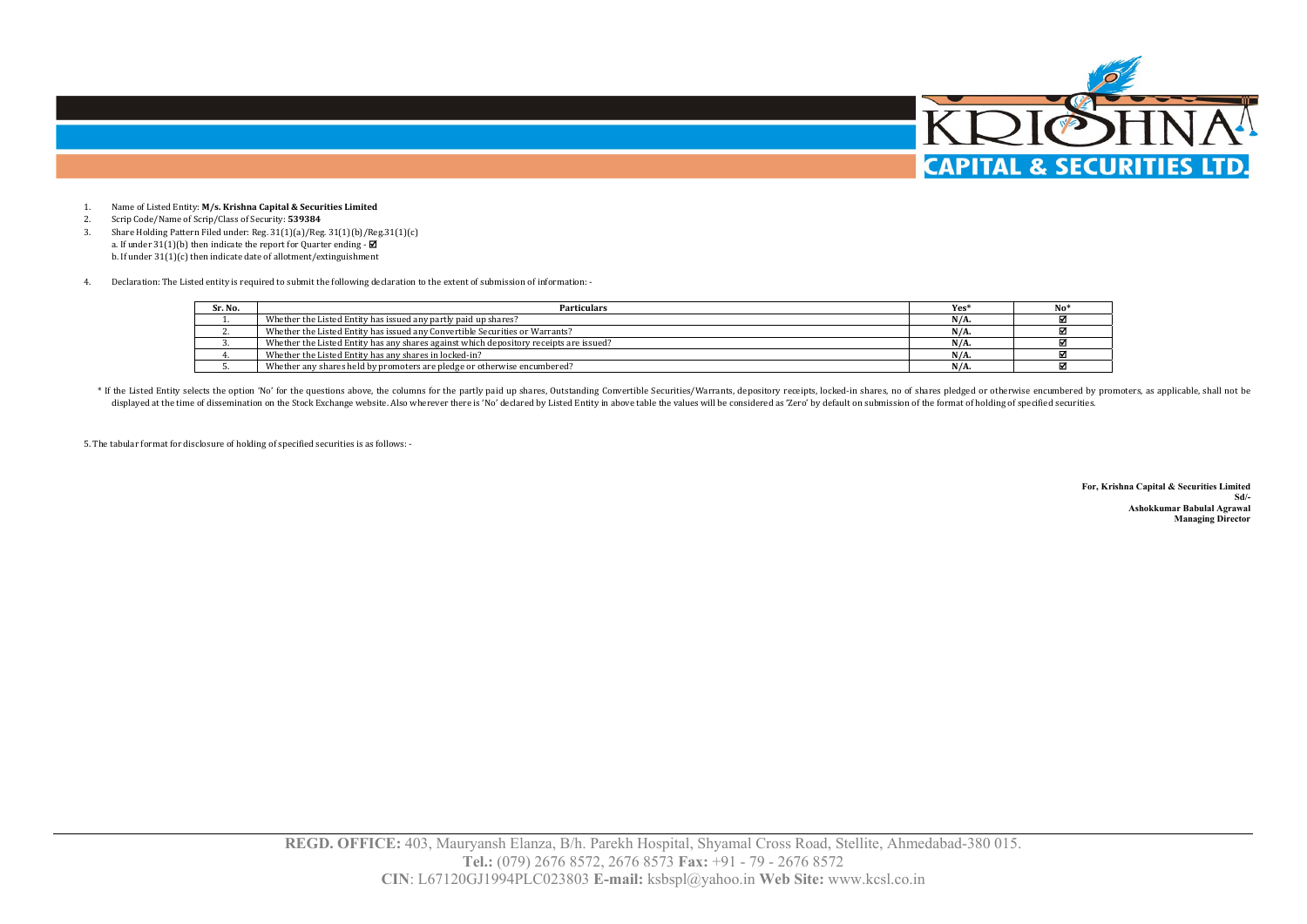1. Name of Listed Entity: **M/s. Krishna Capital & Securities Limited**
2. Scrip Code/Name of Scrip/Class of Security: **539384**
3. Share Holding Pattern Filed under: Reg. 31(1)(a)/Reg. 31(1)(b)/Reg.31(1)(c)
   a. If under 31(1)(b) then indicate the report for Quarter ending - ☑
   b. If under 31(1)(c) then indicate date of allotment/extinguishment
4. Declaration: The Listed entity is required to submit the following declaration to the extent of submission of information: -

| Sr. No. | Particulars | Yes* | No* |
|---|---|---|---|
| 1. | Whether the Listed Entity has issued any partly paid up shares? | N/A. | ☑ |
| 2. | Whether the Listed Entity has issued any Convertible Securities or Warrants? | N/A. | ☑ |
| 3. | Whether the Listed Entity has any shares against which depository receipts are issued? | N/A. | ☑ |
| 4. | Whether the Listed Entity has any shares in locked-in? | N/A. | ☑ |
| 5. | Whether any shares held by promoters are pledge or otherwise encumbered? | N/A. | ☑ |

\* If the Listed Entity selects the option 'No' for the questions above, the columns for the partly paid up shares, Outstanding Convertible Securities/Warrants, depository receipts, locked-in shares, no of shares pledged or otherwise encumbered by promoters, as applicable, shall not be displayed at the time of dissemination on the Stock Exchange website. Also wherever there is 'No' declared by Listed Entity in above table the values will be considered as 'Zero' by default on submission of the format of holding of specified securities.

5. The tabular format for disclosure of holding of specified securities is as follows: -

**For, Krishna Capital & Securities Limited**
**Sd/-**
**Ashokkumar Babulal Agrawal**
**Managing Director**

**REGD. OFFICE:** 403, Mauryansh Elanza, B/h. Parekh Hospital, Shyamal Cross Road, Stellite, Ahmedabad-380 015.
**Tel.:** (079) 2676 8572, 2676 8573 **Fax:** +91 - 79 - 2676 8572
**CIN**: L67120GJ1994PLC023803 **E-mail:** ksbspl@yahoo.in **Web Site:** www.kcsl.co.in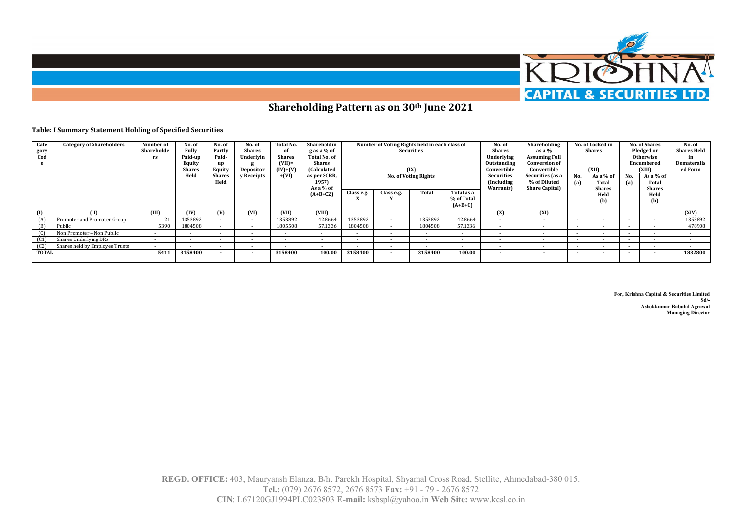## Shareholding Pattern as on 30th June 2021

### Table: I Summary Statement Holding of Specified Securities

| Category Code | Category of Shareholders | Number of Shareholders | No. of Fully Paid-up Equity Shares Held | No. of Partly Paid-up Equity Shares Held | No. of Shares Underlying Depository Receipts | Total No. of Shares (VII)= (IV)+(V)+(VI) | Shareholding as a % of Total No. of Shares (Calculated as per SCRR, 1957) As a % of (A+B+C2) | Number of Voting Rights held in each class of Securities (IX) | | | | No. of Shares Underlying Outstanding Convertible Securities (Including Warrants) | Shareholding as a % Assuming Full Conversion of Convertible Securities (as a % of Diluted Share Capital) | No. of Locked in Shares (XII) | | No. of Shares Pledged or Otherwise Encumbered (XIII) | | No. of Shares Held in Dematerialised Form |
|---|---|---|---|---|---|---|---|---|---|---|---|---|---|---|---|---|---|---|
| | | | | | | | | No. of Voting Rights | | | | | | | | | | |
| | | | | | | | | Class e.g. X | Class e.g. Y | Total | Total as a % of Total (A+B+C) | | | No. (a) | As a % of Total Shares Held (b) | No. (a) | As a % of Total Shares Held (b) | |
| (I) | (II) | (III) | (IV) | (V) | (VI) | (VII) | (VIII) | | | | | (X) | (XI) | | | | | (XIV) |
| (A) | Promoter and Promoter Group | 21 | 1353892 | - | - | 1353892 | 42.8664 | 1353892 | - | 1353892 | 42.8664 | - | - | - | - | - | - | 1353892 |
| (B) | Public | 5390 | 1804508 | - | - | 1805508 | 57.1336 | 1804508 | - | 1804508 | 57.1336 | - | - | - | - | - | - | 478908 |
| (C) | Non Promoter – Non Public | - | - | - | - | - | - | - | - | - | - | - | - | - | - | - | - | - |
| (C1) | Shares Underlying DRs | - | - | - | - | - | - | - | - | - | - | - | - | - | - | - | - | - |
| (C2) | Shares held by Employee Trusts | - | - | - | - | - | - | - | - | - | - | - | - | - | - | - | - | - |
| **TOTAL** | | **5411** | **3158400** | **-** | **-** | **3158400** | **100.00** | **3158400** | **-** | **3158400** | **100.00** | **-** | **-** | **-** | **-** | **-** | **-** | **1832800** |

**For, Krishna Capital & Securities Limited**
**Sd/-**
**Ashokkumar Babulal Agrawal**
**Managing Director**

**REGD. OFFICE:** 403, Mauryansh Elanza, B/h. Parekh Hospital, Shyamal Cross Road, Stellite, Ahmedabad-380 015.
**Tel.:** (079) 2676 8572, 2676 8573 **Fax:** +91 - 79 - 2676 8572
**CIN**: L67120GJ1994PLC023803 **E-mail:** ksbspl@yahoo.in **Web Site:** www.kcsl.co.in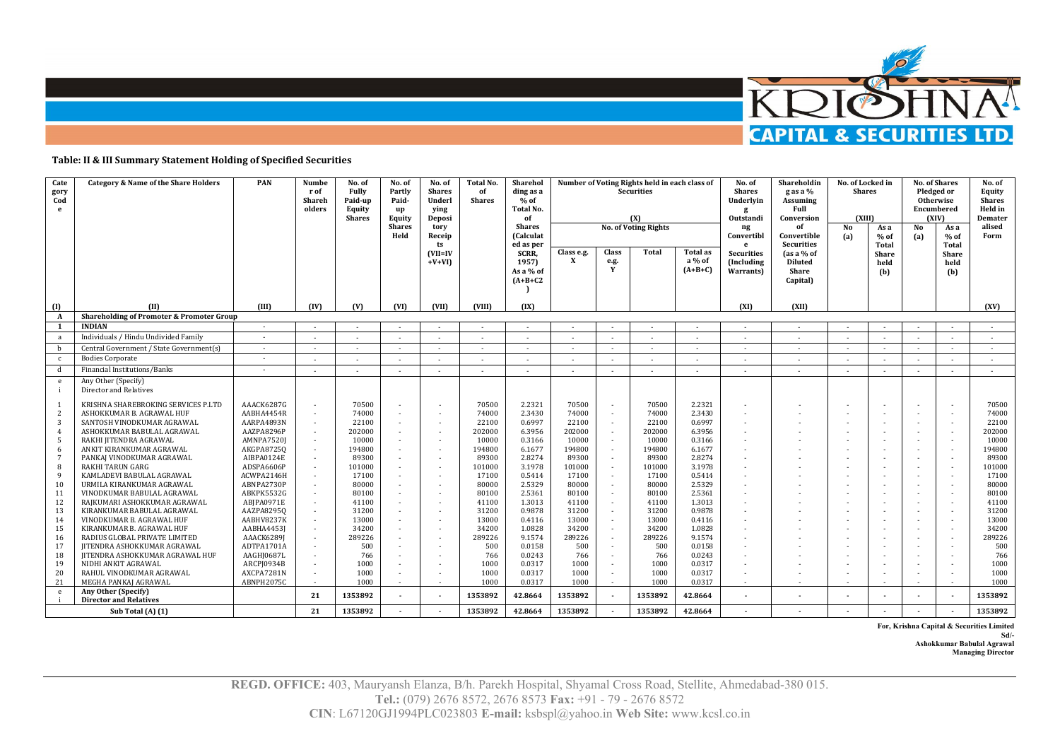### Table: II & III Summary Statement Holding of Specified Securities

| Category Code | Category & Name of the Share Holders | PAN | Number of Shareholders | No. of Fully Paid-up Equity Shares | No. of Partly Paid-up Equity Shares Held | No. of Shares Underlying Depository Receipts | Total No. of Shares (VII=IV+V+VI) | Shareholding as a % of Total No. of Shares (Calculated as per SCRR, 1957) As a % of (A+B+C2) | Number of Voting Rights held in each class of Securities (X) | | | | No. of Shares Underlying Outstanding Convertible Securities (Including Warrants) | Shareholding as a % Assuming Full Conversion of Convertible Securities (as a % of Diluted Share Capital) | No. of Locked in Shares (XIII) | | No. of Shares Pledged or Otherwise Encumbered (XIV) | | No. of Equity Shares Held in Dematerialised Form |
|---|---|---|---|---|---|---|---|---|---|---|---|---|---|---|---|---|---|---|---|
| | | | | | | | | | No. of Voting Rights | | | | | | | | | | |
| | | | | | | | | | Class e.g. X | Class e.g. Y | Total | Total as a % of (A+B+C) | | | No (a) | As a % of Total Share held (b) | No (a) | As a % of Total Share held (b) | |
| (I) | (II) | (III) | (IV) | (V) | (VI) | (VII) | (VIII) | (IX) | | | | | (XI) | (XII) | | | | | (XV) |
| A | **Shareholding of Promoter & Promoter Group** | | | | | | | | | | | | | | | | | | |
| 1 | INDIAN | - | - | - | - | - | - | - | - | - | - | - | - | - | - | - | - | - | - |
| a | Individuals / Hindu Undivided Family | - | - | - | - | - | - | - | - | - | - | - | - | - | - | - | - | - | - |
| b | Central Government / State Government(s) | - | - | - | - | - | - | - | - | - | - | - | - | - | - | - | - | - | - |
| c | Bodies Corporate | - | - | - | - | - | - | - | - | - | - | - | - | - | - | - | - | - | - |
| d | Financial Institutions/Banks | - | - | - | - | - | - | - | - | - | - | - | - | - | - | - | - | - | - |
| e i | Any Other (Specify) Director and Relatives | | | | | | | | | | | | | | | | | | |
| 1 | KRISHNA SHAREBROKING SERVICES P.LTD | AAACK6287G | - | 70500 | - | - | 70500 | 2.2321 | 70500 | - | 70500 | 2.2321 | - | - | - | - | - | - | 70500 |
| 2 | ASHOKKUMAR B. AGRAWAL HUF | AABHA4454R | - | 74000 | - | - | 74000 | 2.3430 | 74000 | - | 74000 | 2.3430 | - | - | - | - | - | - | 74000 |
| 3 | SANTOSH VINODKUMAR AGRAWAL | AARPA4893N | - | 22100 | - | - | 22100 | 0.6997 | 22100 | - | 22100 | 0.6997 | - | - | - | - | - | - | 22100 |
| 4 | ASHOKKUMAR BABULAL AGRAWAL | AAZPA8296P | - | 202000 | - | - | 202000 | 6.3956 | 202000 | - | 202000 | 6.3956 | - | - | - | - | - | - | 202000 |
| 5 | RAKHI JITENDRA AGRAWAL | AMNPA7520J | - | 10000 | - | - | 10000 | 0.3166 | 10000 | - | 10000 | 0.3166 | - | - | - | - | - | - | 10000 |
| 6 | ANKIT KIRANKUMAR AGRAWAL | AKGPA8725Q | - | 194800 | - | - | 194800 | 6.1677 | 194800 | - | 194800 | 6.1677 | - | - | - | - | - | - | 194800 |
| 7 | PANKAJ VINODKUMAR AGRAWAL | AIBPA0124E | - | 89300 | - | - | 89300 | 2.8274 | 89300 | - | 89300 | 2.8274 | - | - | - | - | - | - | 89300 |
| 8 | RAKHI TARUN GARG | ADSPA6606P | - | 101000 | - | - | 101000 | 3.1978 | 101000 | - | 101000 | 3.1978 | - | - | - | - | - | - | 101000 |
| 9 | KAMLADEVI BABULAL AGRAWAL | ACWPA2146H | - | 17100 | - | - | 17100 | 0.5414 | 17100 | - | 17100 | 0.5414 | - | - | - | - | - | - | 17100 |
| 10 | URMILA KIRANKUMAR AGRAWAL | ABNPA2730P | - | 80000 | - | - | 80000 | 2.5329 | 80000 | - | 80000 | 2.5329 | - | - | - | - | - | - | 80000 |
| 11 | VINODKUMAR BABULAL AGRAWAL | ABKPK5532G | - | 80100 | - | - | 80100 | 2.5361 | 80100 | - | 80100 | 2.5361 | - | - | - | - | - | - | 80100 |
| 12 | RAJKUMARI ASHOKKUMAR AGRAWAL | ABJPA0971E | - | 41100 | - | - | 41100 | 1.3013 | 41100 | - | 41100 | 1.3013 | - | - | - | - | - | - | 41100 |
| 13 | KIRANKUMAR BABULAL AGRAWAL | AAZPA8295Q | - | 31200 | - | - | 31200 | 0.9878 | 31200 | - | 31200 | 0.9878 | - | - | - | - | - | - | 31200 |
| 14 | VINODKUMAR B. AGRAWAL HUF | AABHV8237K | - | 13000 | - | - | 13000 | 0.4116 | 13000 | - | 13000 | 0.4116 | - | - | - | - | - | - | 13000 |
| 15 | KIRANKUMAR B. AGRAWAL HUF | AABHA4453J | - | 34200 | - | - | 34200 | 1.0828 | 34200 | - | 34200 | 1.0828 | - | - | - | - | - | - | 34200 |
| 16 | RADIUS GLOBAL PRIVATE LIMITED | AAACK6289J | - | 289226 | - | - | 289226 | 9.1574 | 289226 | - | 289226 | 9.1574 | - | - | - | - | - | - | 289226 |
| 17 | JITENDRA ASHOKKUMAR AGRAWAL | ADTPA1701A | - | 500 | - | - | 500 | 0.0158 | 500 | - | 500 | 0.0158 | - | - | - | - | - | - | 500 |
| 18 | JITENDRA ASHOKKUMAR AGRAWAL HUF | AAGHJ0687L | - | 766 | - | - | 766 | 0.0243 | 766 | - | 766 | 0.0243 | - | - | - | - | - | - | 766 |
| 19 | NIDHI ANKIT AGRAWAL | ARCPJ0934B | - | 1000 | - | - | 1000 | 0.0317 | 1000 | - | 1000 | 0.0317 | - | - | - | - | - | - | 1000 |
| 20 | RAHUL VINODKUMAR AGRAWAL | AXCPA7281N | - | 1000 | - | - | 1000 | 0.0317 | 1000 | - | 1000 | 0.0317 | - | - | - | - | - | - | 1000 |
| 21 | MEGHA PANKAJ AGRAWAL | ABNPH2075C | - | 1000 | - | - | 1000 | 0.0317 | 1000 | - | 1000 | 0.0317 | - | - | - | - | - | - | 1000 |
| e i | **Any Other (Specify) Director and Relatives** | | **21** | **1353892** | **-** | **-** | **1353892** | **42.8664** | **1353892** | **-** | **1353892** | **42.8664** | **-** | **-** | **-** | **-** | **-** | **-** | **1353892** |
| | **Sub Total (A) (1)** | | **21** | **1353892** | **-** | **-** | **1353892** | **42.8664** | **1353892** | **-** | **1353892** | **42.8664** | **-** | **-** | **-** | **-** | **-** | **-** | **1353892** |

**For, Krishna Capital & Securities Limited**

**Sd/-**

**Ashokkumar Babulal Agrawal**

**Managing Director**

**REGD. OFFICE:** 403, Mauryansh Elanza, B/h. Parekh Hospital, Shyamal Cross Road, Stellite, Ahmedabad-380 015.
**Tel.:** (079) 2676 8572, 2676 8573 **Fax:** +91 - 79 - 2676 8572
**CIN**: L67120GJ1994PLC023803 **E-mail:** kssbspl@yahoo.in **Web Site:** www.kcsl.co.in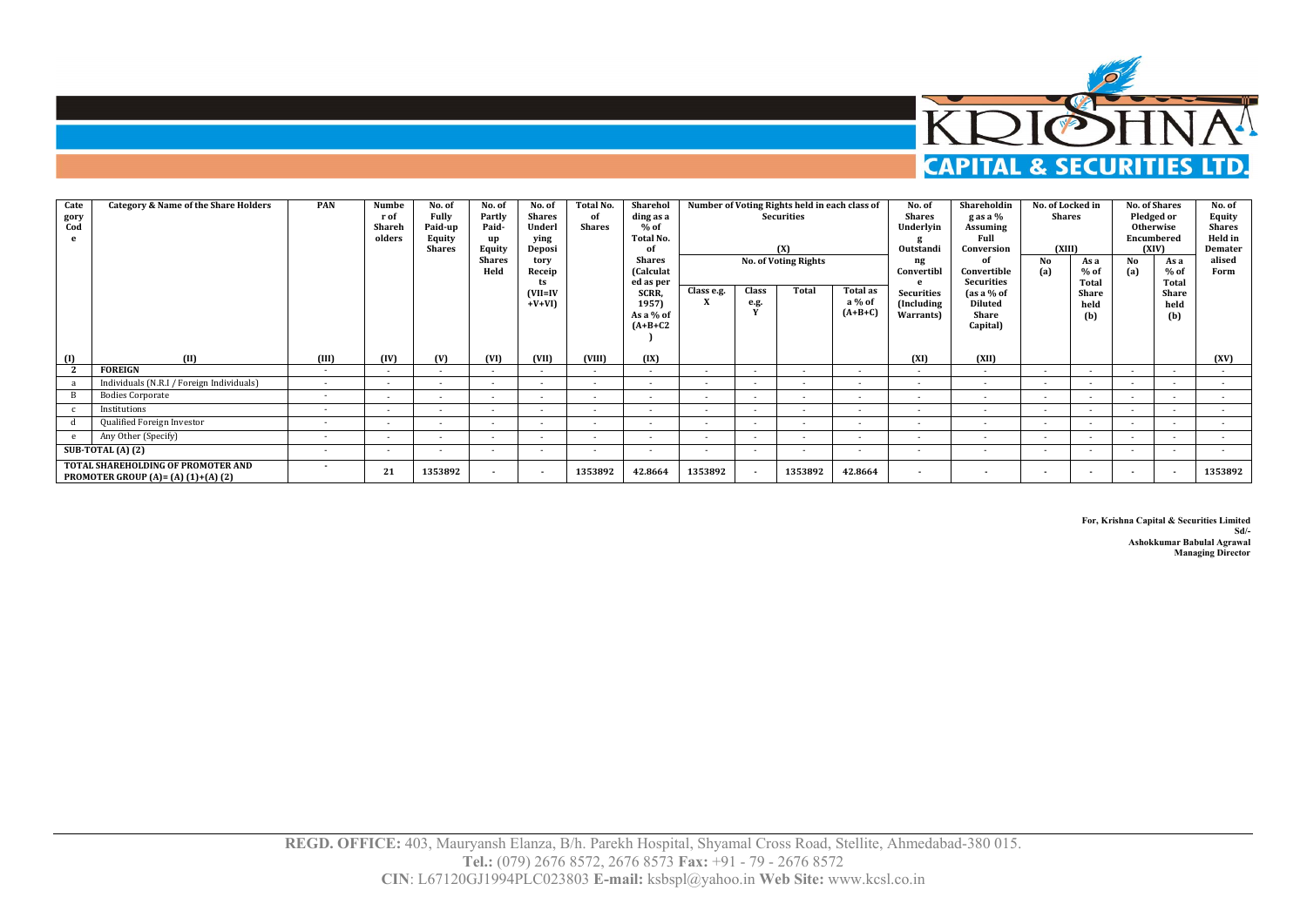| Category Code | Category & Name of the Share Holders | PAN | Number of Shareholders | No. of Fully Paid-up Equity Shares | No. of Partly Paid-up Equity Shares Held | No. of Shares Underlying Depository Receipts | Total No. of Shares (VII=IV+V+VI) | Shareholding as a % of Total No. of Shares (Calculated as per SCRR, 1957) As a % of (A+B+C2) | Number of Voting Rights held in each class of Securities (X) | | | | No. of Shares Underlying Outstanding Convertible Securities (Including Warrants) | Shareholding as a % Assuming Full Conversion of Convertible Securities (as a % of Diluted Share Capital) | No. of Locked in Shares (XIII) | | No. of Shares Pledged or Otherwise Encumbered (XIV) | | No. of Equity Shares Held in Dematerialised Form |
|---|---|---|---|---|---|---|---|---|---|---|---|---|---|---|---|---|---|---|---|
| | | | | | | | | | No. of Voting Rights | | | | | | | | | | |
| | | | | | | | | | Class e.g. X | Class e.g. Y | Total | Total as a % of (A+B+C) | | | No (a) | As a % of Total Share held (b) | No (a) | As a % of Total Share held (b) | |
| (I) | (II) | (III) | (IV) | (V) | (VI) | (VII) | (VIII) | (IX) | | | | | (XI) | (XII) | | | | | (XV) |
| 2 | FOREIGN | - | - | - | - | - | - | - | - | - | - | - | - | - | - | - | - | - | - |
| a | Individuals (N.R.I / Foreign Individuals) | - | - | - | - | - | - | - | - | - | - | - | - | - | - | - | - | - | - |
| B | Bodies Corporate | - | - | - | - | - | - | - | - | - | - | - | - | - | - | - | - | - | - |
| c | Institutions | - | - | - | - | - | - | - | - | - | - | - | - | - | - | - | - | - | - |
| d | Qualified Foreign Investor | - | - | - | - | - | - | - | - | - | - | - | - | - | - | - | - | - | - |
| e | Any Other (Specify) | - | - | - | - | - | - | - | - | - | - | - | - | - | - | - | - | - | - |
| SUB-TOTAL (A) (2) | | - | - | - | - | - | - | - | - | - | - | - | - | - | - | - | - | - | - |
| TOTAL SHAREHOLDING OF PROMOTER AND PROMOTER GROUP (A)= (A) (1)+(A) (2) | | - | 21 | 1353892 | - | - | 1353892 | 42.8664 | 1353892 | - | 1353892 | 42.8664 | - | - | - | - | - | - | 1353892 |

**For, Krishna Capital & Securities Limited**
**Sd/-**
**Ashokkumar Babulal Agrawal**
**Managing Director**

**REGD. OFFICE:** 403, Mauryansh Elanza, B/h. Parekh Hospital, Shyamal Cross Road, Stellite, Ahmedabad-380 015.
**Tel.:** (079) 2676 8572, 2676 8573 **Fax:** +91 - 79 - 2676 8572
**CIN**: L67120GJ1994PLC023803 **E-mail:** ksbspl@yahoo.in **Web Site:** www.kcsl.co.in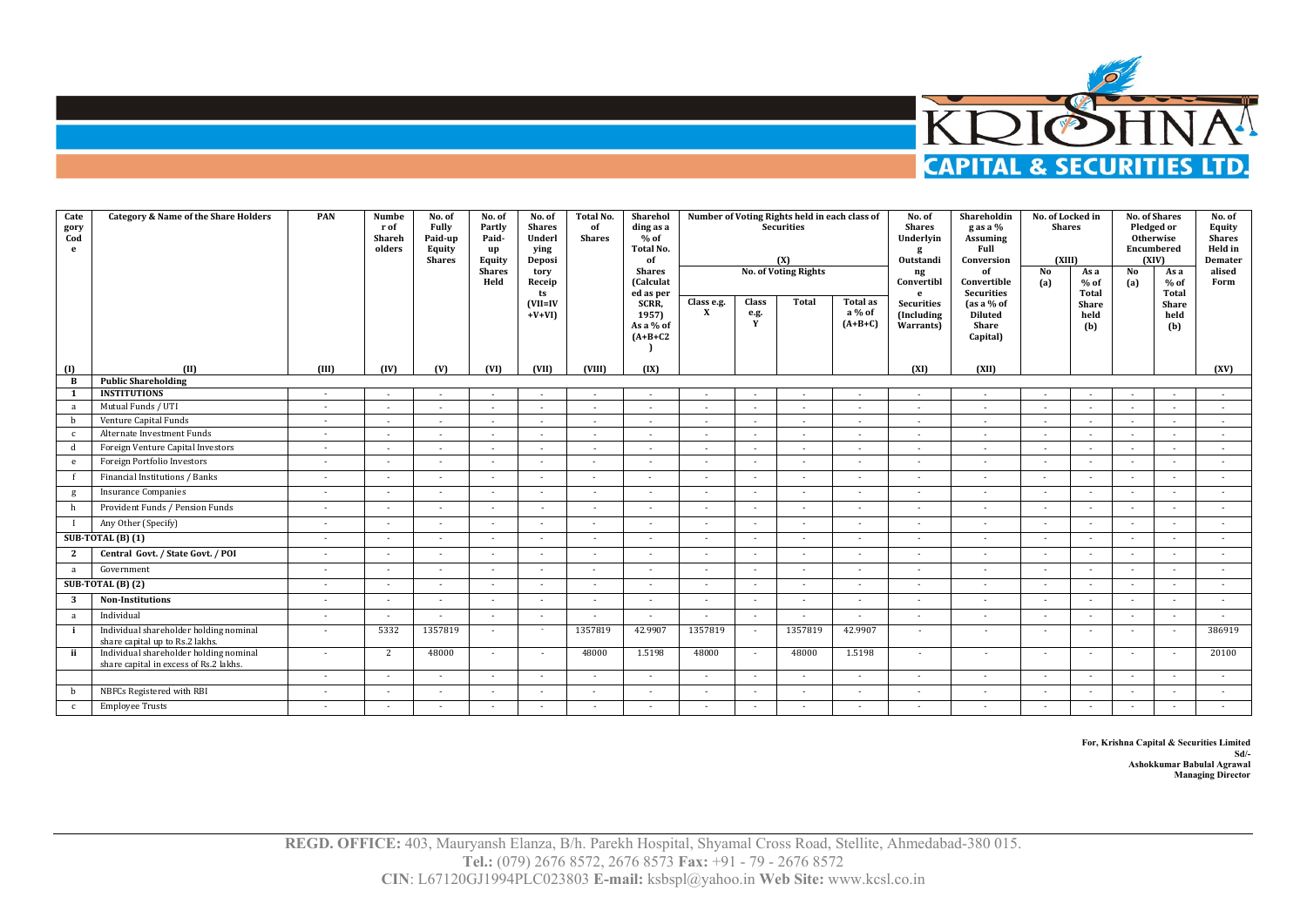| Category | Category & Name of the Share Holders | PAN | Number of Shareholders | No. of Fully Paid-up Equity Shares | No. of Partly Paid-up Equity Shares Held | No. of Shares Underlying Depository Receipts | Total No. of Shares (VII=IV+V+VI) | Shareholding as a % of Total No. of Shares (Calculated as per SCRR, 1957) As a % of (A+B+C2) | Number of Voting Rights held in each class of Securities (X) | | | | No. of Shares Underlying Outstanding Convertible Securities (Including Warrants) | Shareholding as a % Assuming Full Conversion of Convertible Securities (as a % of Diluted Share Capital) | No. of Locked in Shares (XIII) | | No. of Shares Pledged or Otherwise Encumbered (XIV) | | No. of Equity Shares Held in Dematerialised Form |
|---|---|---|---|---|---|---|---|---|---|---|---|---|---|---|---|---|---|---|---|
| | | | | | | | | | No. of Voting Rights | | | Total as a % of (A+B+C) | | | No (a) | As a % of Total Share held (b) | No (a) | As a % of Total Share held (b) | |
| | | | | | | | | | Class e.g. X | Class e.g. Y | Total | | | | | | | | |
| (I) | (II) | (III) | (IV) | (V) | (VI) | (VII) | (VIII) | (IX) | | | | | (XI) | (XII) | | | | | (XV) |
| B | Public Shareholding | | | | | | | | | | | | | | | | | | |
| 1 | INSTITUTIONS | - | - | - | - | - | - | - | - | - | - | - | - | - | - | - | - | - | - |
| a | Mutual Funds / UTI | - | - | - | - | - | - | - | - | - | - | - | - | - | - | - | - | - | - |
| b | Venture Capital Funds | - | - | - | - | - | - | - | - | - | - | - | - | - | - | - | - | - | - |
| c | Alternate Investment Funds | - | - | - | - | - | - | - | - | - | - | - | - | - | - | - | - | - | - |
| d | Foreign Venture Capital Investors | - | - | - | - | - | - | - | - | - | - | - | - | - | - | - | - | - | - |
| e | Foreign Portfolio Investors | - | - | - | - | - | - | - | - | - | - | - | - | - | - | - | - | - | - |
| f | Financial Institutions / Banks | - | - | - | - | - | - | - | - | - | - | - | - | - | - | - | - | - | - |
| g | Insurance Companies | - | - | - | - | - | - | - | - | - | - | - | - | - | - | - | - | - | - |
| h | Provident Funds / Pension Funds | - | - | - | - | - | - | - | - | - | - | - | - | - | - | - | - | - | - |
| I | Any Other (Specify) | - | - | - | - | - | - | - | - | - | - | - | - | - | - | - | - | - | - |
| SUB-TOTAL (B) (1) | | - | - | - | - | - | - | - | - | - | - | - | - | - | - | - | - | - | - |
| 2 | Central Govt. / State Govt. / POI | - | - | - | - | - | - | - | - | - | - | - | - | - | - | - | - | - | - |
| a | Government | - | - | - | - | - | - | - | - | - | - | - | - | - | - | - | - | - | - |
| SUB-TOTAL (B) (2) | | - | - | - | - | - | - | - | - | - | - | - | - | - | - | - | - | - | - |
| 3 | Non-Institutions | - | - | - | - | - | - | - | - | - | - | - | - | - | - | - | - | - | - |
| a | Individual | - | - | - | - | - | - | - | - | - | - | - | - | - | - | - | - | - | - |
| i | Individual shareholder holding nominal share capital up to Rs.2 lakhs. | - | 5332 | 1357819 | - | - | 1357819 | 42.9907 | 1357819 | - | 1357819 | 42.9907 | - | - | - | - | - | - | 386919 |
| ii | Individual shareholder holding nominal share capital in excess of Rs.2 lakhs. | - | 2 | 48000 | - | - | 48000 | 1.5198 | 48000 | - | 48000 | 1.5198 | - | - | - | - | - | - | 20100 |
| | | - | - | - | - | - | - | - | - | - | - | - | - | - | - | - | - | - | - |
| b | NBFCs Registered with RBI | - | - | - | - | - | - | - | - | - | - | - | - | - | - | - | - | - | - |
| c | Employee Trusts | - | - | - | - | - | - | - | - | - | - | - | - | - | - | - | - | - | - |

**For, Krishna Capital & Securities Limited**
**Sd/-**
**Ashokkumar Babulal Agrawal**
**Managing Director**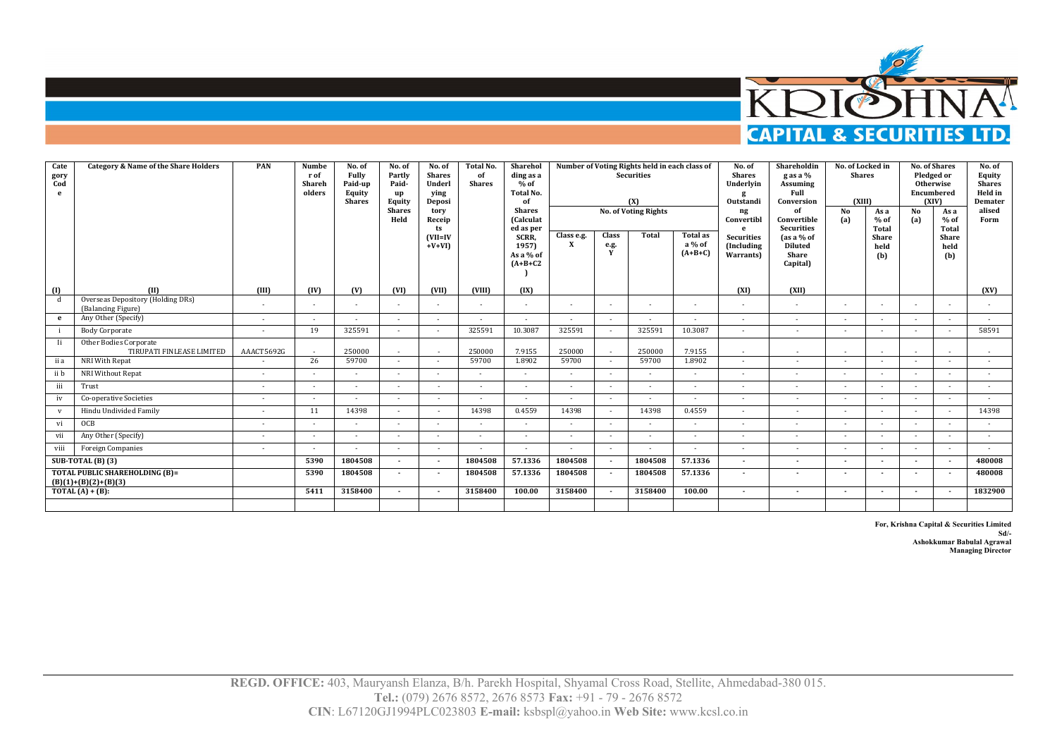| Category Code | Category & Name of the Share Holders | PAN | Number of Shareholders | No. of Fully Paid-up Equity Shares | No. of Partly Paid-up Equity Shares Held | No. of Shares Underlying Depository Receipts | Total No. of Shares (VII=IV+V+VI) | Shareholding as a % of Total No. of Shares (Calculated as per SCRR, 1957) As a % of (A+B+C2) | Number of Voting Rights held in each class of Securities (X) | | | | No. of Shares Underlying Outstanding Convertible Securities (Including Warrants) | Shareholding as a % Assuming Full Conversion of Convertible Securities (as a % of Diluted Share Capital) | No. of Locked in Shares (XIII) | | No. of Shares Pledged or Otherwise Encumbered (XIV) | | No. of Equity Shares Held in Dematerialised Form |
|---|---|---|---|---|---|---|---|---|---|---|---|---|---|---|---|---|---|---|---|
| | | | | | | | | | No. of Voting Rights | | | | | | | | | | |
| | | | | | | | | | Class e.g. X | Class e.g. Y | Total | Total as a % of (A+B+C) | | | No (a) | As a % of Total Share held (b) | No (a) | As a % of Total Share held (b) | |
| (I) | (II) | (III) | (IV) | (V) | (VI) | (VII) | (VIII) | (IX) | | | | | (XI) | (XII) | | | | | (XV) |
| d | Overseas Depository (Holding DRs) (Balancing Figure) | - | - | - | - | - | - | - | - | - | - | - | - | - | - | - | - | - | - |
| e | Any Other (Specify) | - | - | - | - | - | - | - | - | - | - | - | - | - | - | - | - | - | - |
| i | Body Corporate | - | 19 | 325591 | - | - | 325591 | 10.3087 | 325591 | - | 325591 | 10.3087 | - | - | - | - | - | - | 58591 |
| Ii | Other Bodies Corporate TIRUPATI FINLEASE LIMITED | AAACT5692G | - | 250000 | - | - | 250000 | 7.9155 | 250000 | - | 250000 | 7.9155 | - | - | - | - | - | - | - |
| ii a | NRI With Repat | - | 26 | 59700 | - | - | 59700 | 1.8902 | 59700 | - | 59700 | 1.8902 | - | - | - | - | - | - | - |
| ii b | NRI Without Repat | - | - | - | - | - | - | - | - | - | - | - | - | - | - | - | - | - | - |
| iii | Trust | - | - | - | - | - | - | - | - | - | - | - | - | - | - | - | - | - | - |
| iv | Co-operative Societies | - | - | - | - | - | - | - | - | - | - | - | - | - | - | - | - | - | - |
| v | Hindu Undivided Family | - | 11 | 14398 | - | - | 14398 | 0.4559 | 14398 | - | 14398 | 0.4559 | - | - | - | - | - | - | 14398 |
| vi | OCB | - | - | - | - | - | - | - | - | - | - | - | - | - | - | - | - | - | - |
| vii | Any Other (Specify) | - | - | - | - | - | - | - | - | - | - | - | - | - | - | - | - | - | - |
| viii | Foreign Companies | - | - | - | - | - | - | - | - | - | - | - | - | - | - | - | - | - | - |
| **SUB-TOTAL (B) (3)** | | | **5390** | **1804508** | **-** | **-** | **1804508** | **57.1336** | **1804508** | **-** | **1804508** | **57.1336** | **-** | **-** | **-** | **-** | **-** | **-** | **480008** |
| **TOTAL PUBLIC SHAREHOLDING (B)= (B)(1)+(B)(2)+(B)(3)** | | | **5390** | **1804508** | **-** | **-** | **1804508** | **57.1336** | **1804508** | **-** | **1804508** | **57.1336** | **-** | **-** | **-** | **-** | **-** | **-** | **480008** |
| **TOTAL (A) + (B):** | | | **5411** | **3158400** | **-** | **-** | **3158400** | **100.00** | **3158400** | **-** | **3158400** | **100.00** | **-** | **-** | **-** | **-** | **-** | **-** | **1832900** |

**For, Krishna Capital & Securities Limited**
**Sd/-**
**Ashokkumar Babulal Agrawal**
**Managing Director**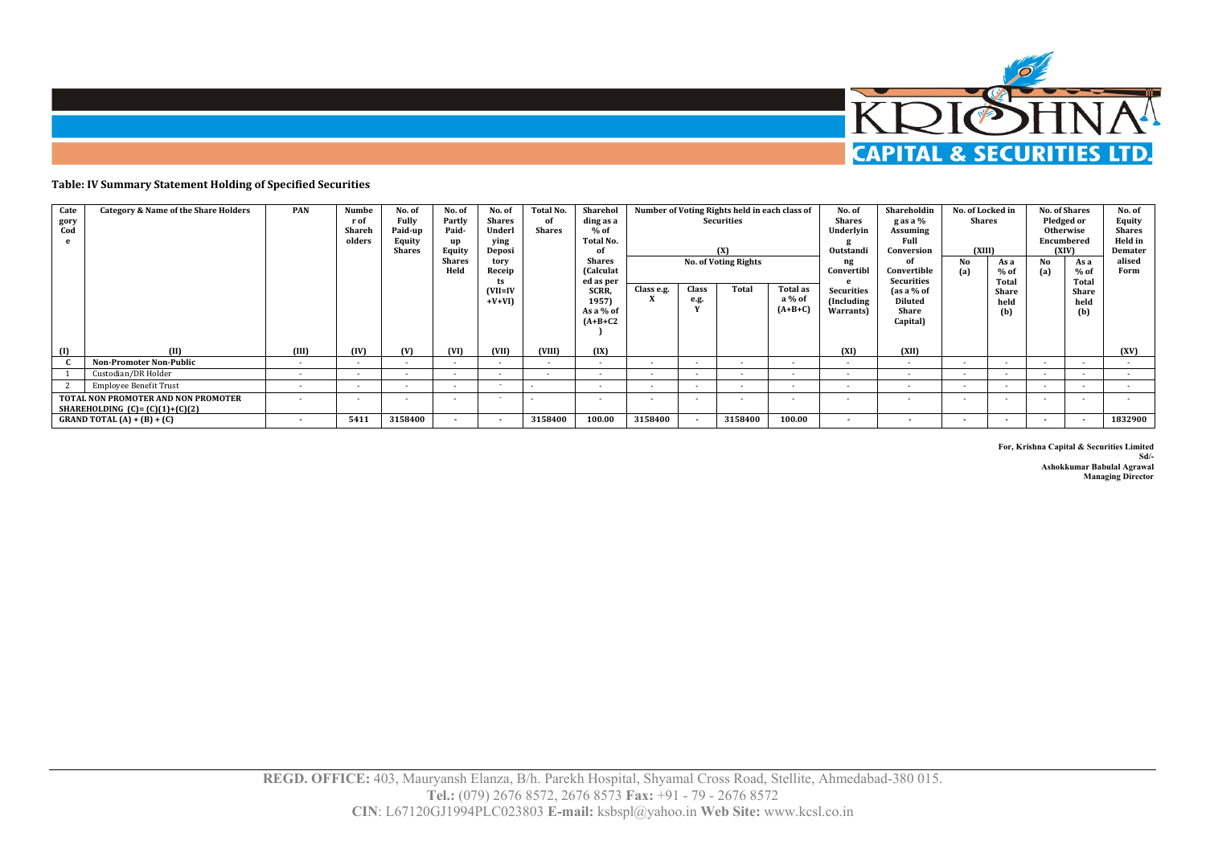### Table: IV Summary Statement Holding of Specified Securities

| Category Code | Category & Name of the Share Holders | PAN | Number of Shareholders | No. of Fully Paid-up Equity Shares | No. of Partly Paid-up Equity Shares Held | No. of Shares Underlying Depository Receipts | Total No. of Shares | Shareholding as a % of Total No. of Shares (Calculated as per SCRR, 1957) As a % of (A+B+C2) | Number of Voting Rights held in each class of Securities (X) | | | | No. of Shares Underlying Outstanding Convertible Securities (Including Warrants) | Shareholding as a % Assuming Full Conversion of Convertible Securities (as a % of Diluted Share Capital) | No. of Locked in Shares (XIII) | | No. of Shares Pledged or Otherwise Encumbered (XIV) | | No. of Equity Shares Held in Dematerialised Form |
|---|---|---|---|---|---|---|---|---|---|---|---|---|---|---|---|---|---|---|---|
| | | | | | | | | | No. of Voting Rights | | | | | | | | | | |
| | | | | | | (VII=IV+V+VI) | | | Class e.g. X | Class e.g. Y | Total | Total as a % of (A+B+C) | | | No (a) | As a % of Total Share held (b) | No (a) | As a % of Total Share held (b) | |
| (I) | (II) | (III) | (IV) | (V) | (VI) | (VII) | (VIII) | (IX) | | | | | (XI) | (XII) | | | | | (XV) |
| C | Non-Promoter Non-Public | - | - | - | - | - | - | - | - | - | - | - | - | - | - | - | - | - | - |
| 1 | Custodian/DR Holder | - | - | - | - | - | - | - | - | - | - | - | - | - | - | - | - | - | - |
| 2 | Employee Benefit Trust | - | - | - | - | - | - | - | - | - | - | - | - | - | - | - | - | - | - |
| TOTAL NON PROMOTER AND NON PROMOTER SHAREHOLDING (C)= (C)(1)+(C)(2) | | - | - | - | - | - | - | - | - | - | - | - | - | - | - | - | - | - | - |
| GRAND TOTAL (A) + (B) + (C) | | - | 5411 | 3158400 | - | - | 3158400 | 100.00 | 3158400 | - | 3158400 | 100.00 | - | - | - | - | - | - | 1832900 |

**For, Krishna Capital & Securities Limited**
**Sd/-**
**Ashokkumar Babulal Agrawal**
**Managing Director**

**REGD. OFFICE:** 403, Mauryansh Elanza, B/h. Parekh Hospital, Shyamal Cross Road, Stellite, Ahmedabad-380 015.
**Tel.:** (079) 2676 8572, 2676 8573 **Fax:** +91 - 79 - 2676 8572
**CIN**: L67120GJ1994PLC023803 **E-mail:** ksbspl@yahoo.in **Web Site:** www.kcsl.co.in